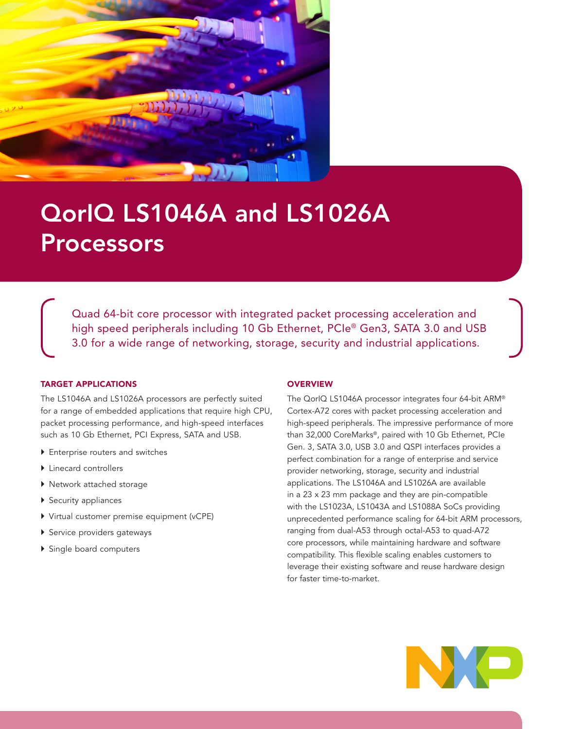# QorIQ LS1046A and LS1026A Processors

Quad 64-bit core processor with integrated packet processing acceleration and high speed peripherals including 10 Gb Ethernet, PCIe® Gen3, SATA 3.0 and USB 3.0 for a wide range of networking, storage, security and industrial applications.

## TARGET APPLICATIONS

The LS1046A and LS1026A processors are perfectly suited for a range of embedded applications that require high CPU, packet processing performance, and high-speed interfaces such as 10 Gb Ethernet, PCI Express, SATA and USB.

- Enterprise routers and switches
- Linecard controllers
- Network attached storage
- Security appliances
- Virtual customer premise equipment (vCPE)
- Service providers gateways
- Single board computers

## OVERVIEW

The QorIQ LS1046A processor integrates four 64-bit ARM® Cortex-A72 cores with packet processing acceleration and high-speed peripherals. The impressive performance of more than 32,000 CoreMarks®, paired with 10 Gb Ethernet, PCIe Gen. 3, SATA 3.0, USB 3.0 and QSPI interfaces provides a perfect combination for a range of enterprise and service provider networking, storage, security and industrial applications. The LS1046A and LS1026A are available in a 23 x 23 mm package and they are pin-compatible with the LS1023A, LS1043A and LS1088A SoCs providing unprecedented performance scaling for 64-bit ARM processors, ranging from dual-A53 through octal-A53 to quad-A72 core processors, while maintaining hardware and software compatibility. This flexible scaling enables customers to leverage their existing software and reuse hardware design for faster time-to-market.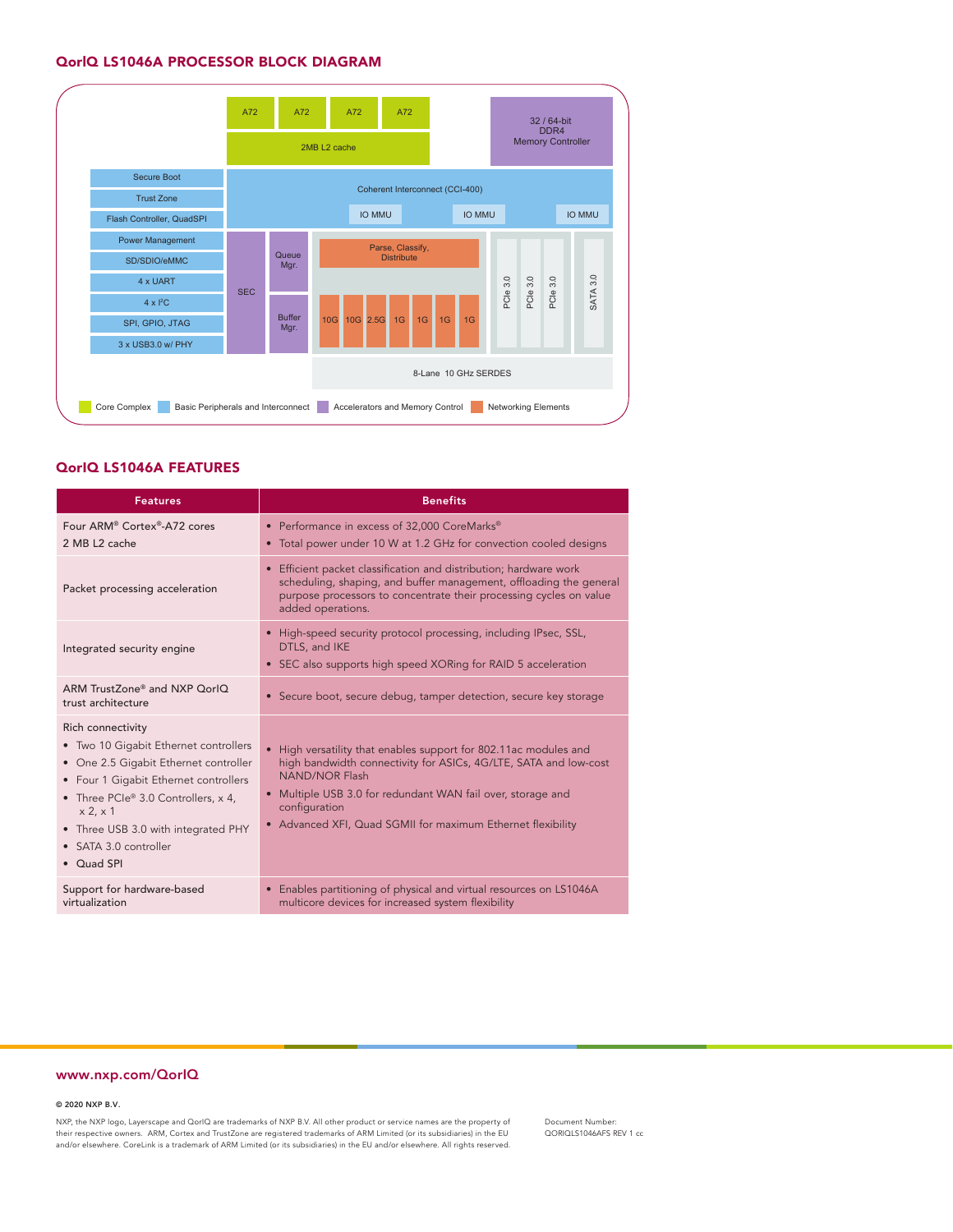## QorIQ LS1046A PROCESSOR BLOCK DIAGRAM

A72 | A72 | A72 | A72

2MB L2 cache

32 / 64-bit DDR4 Memory Controller

Secure Boot
Trust Zone
Flash Controller, QuadSPI
Power Management
SD/SDIO/eMMC
4 x UART
4 x I²C
SPI, GPIO, JTAG
3 x USB3.0 w/ PHY

Coherent Interconnect (CCI-400)

IO MMU | IO MMU | IO MMU

SEC

Queue Mgr.

Buffer Mgr.

Parse, Classify, Distribute

10G | 10G | 2.5G | 1G | 1G | 1G | 1G

PCIe 3.0 | PCIe 3.0 | PCIe 3.0 | SATA 3.0

8-Lane 10 GHz SERDES

Core Complex | Basic Peripherals and Interconnect | Accelerators and Memory Control | Networking Elements

## QorIQ LS1046A FEATURES

| Features | Benefits |
|---|---|
| Four ARM® Cortex®-A72 cores<br>2 MB L2 cache | • Performance in excess of 32,000 CoreMarks®<br>• Total power under 10 W at 1.2 GHz for convection cooled designs |
| Packet processing acceleration | • Efficient packet classification and distribution; hardware work scheduling, shaping, and buffer management, offloading the general purpose processors to concentrate their processing cycles on value added operations. |
| Integrated security engine | • High-speed security protocol processing, including IPsec, SSL, DTLS, and IKE<br>• SEC also supports high speed XORing for RAID 5 acceleration |
| ARM TrustZone® and NXP QorIQ trust architecture | • Secure boot, secure debug, tamper detection, secure key storage |
| Rich connectivity<br>• Two 10 Gigabit Ethernet controllers<br>• One 2.5 Gigabit Ethernet controller<br>• Four 1 Gigabit Ethernet controllers<br>• Three PCIe® 3.0 Controllers, x 4, x 2, x 1<br>• Three USB 3.0 with integrated PHY<br>• SATA 3.0 controller<br>• Quad SPI | • High versatility that enables support for 802.11ac modules and high bandwidth connectivity for ASICs, 4G/LTE, SATA and low-cost NAND/NOR Flash<br>• Multiple USB 3.0 for redundant WAN fail over, storage and configuration<br>• Advanced XFI, Quad SGMII for maximum Ethernet flexibility |
| Support for hardware-based virtualization | • Enables partitioning of physical and virtual resources on LS1046A multicore devices for increased system flexibility |

www.nxp.com/QorIQ

© 2020 NXP B.V.

NXP, the NXP logo, Layerscape and QorIQ are trademarks of NXP B.V. All other product or service names are the property of their respective owners. ARM, Cortex and TrustZone are registered trademarks of ARM Limited (or its subsidiaries) in the EU and/or elsewhere. CoreLink is a trademark of ARM Limited (or its subsidiaries) in the EU and/or elsewhere. All rights reserved.

Document Number: QORIQLS1046AFS REV 1 cc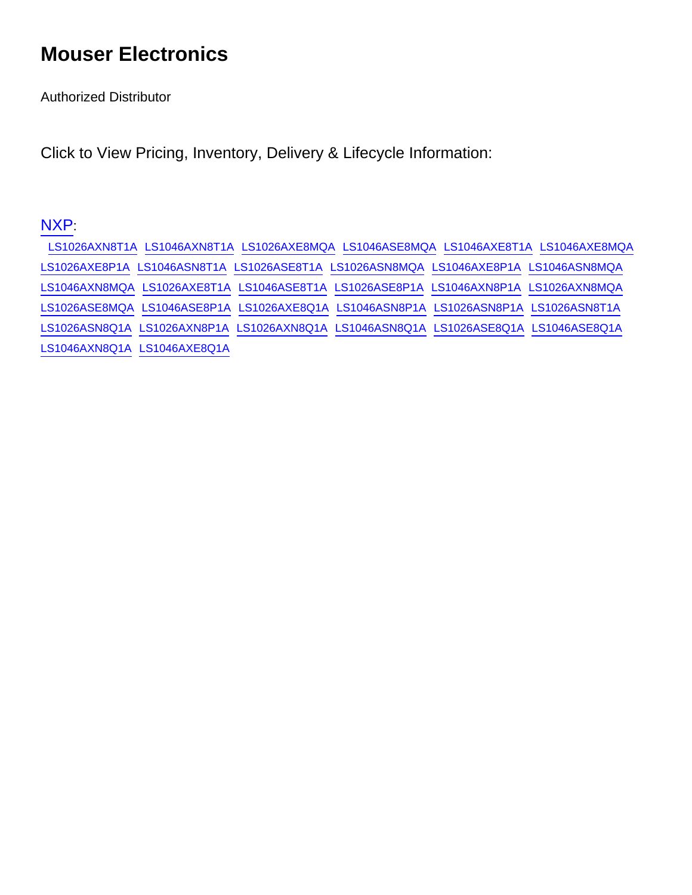# Mouser Electronics

Authorized Distributor

Click to View Pricing, Inventory, Delivery & Lifecycle Information:

NXP:

LS1026AXN8T1A LS1046AXN8T1A LS1026AXE8MQA LS1046ASE8MQA LS1046AXE8T1A LS1046AXE8MQA LS1026AXE8P1A LS1046ASN8T1A LS1026ASE8T1A LS1026ASN8MQA LS1046AXE8P1A LS1046ASN8MQA LS1046AXN8MQA LS1026AXE8T1A LS1046ASE8T1A LS1026ASE8P1A LS1046AXN8P1A LS1026AXN8MQA LS1026ASE8MQA LS1046ASE8P1A LS1026AXE8Q1A LS1046ASN8P1A LS1026ASN8P1A LS1026ASN8T1A LS1026ASN8Q1A LS1026AXN8P1A LS1026AXN8Q1A LS1046ASN8Q1A LS1026ASE8Q1A LS1046ASE8Q1A LS1046AXN8Q1A LS1046AXE8Q1A